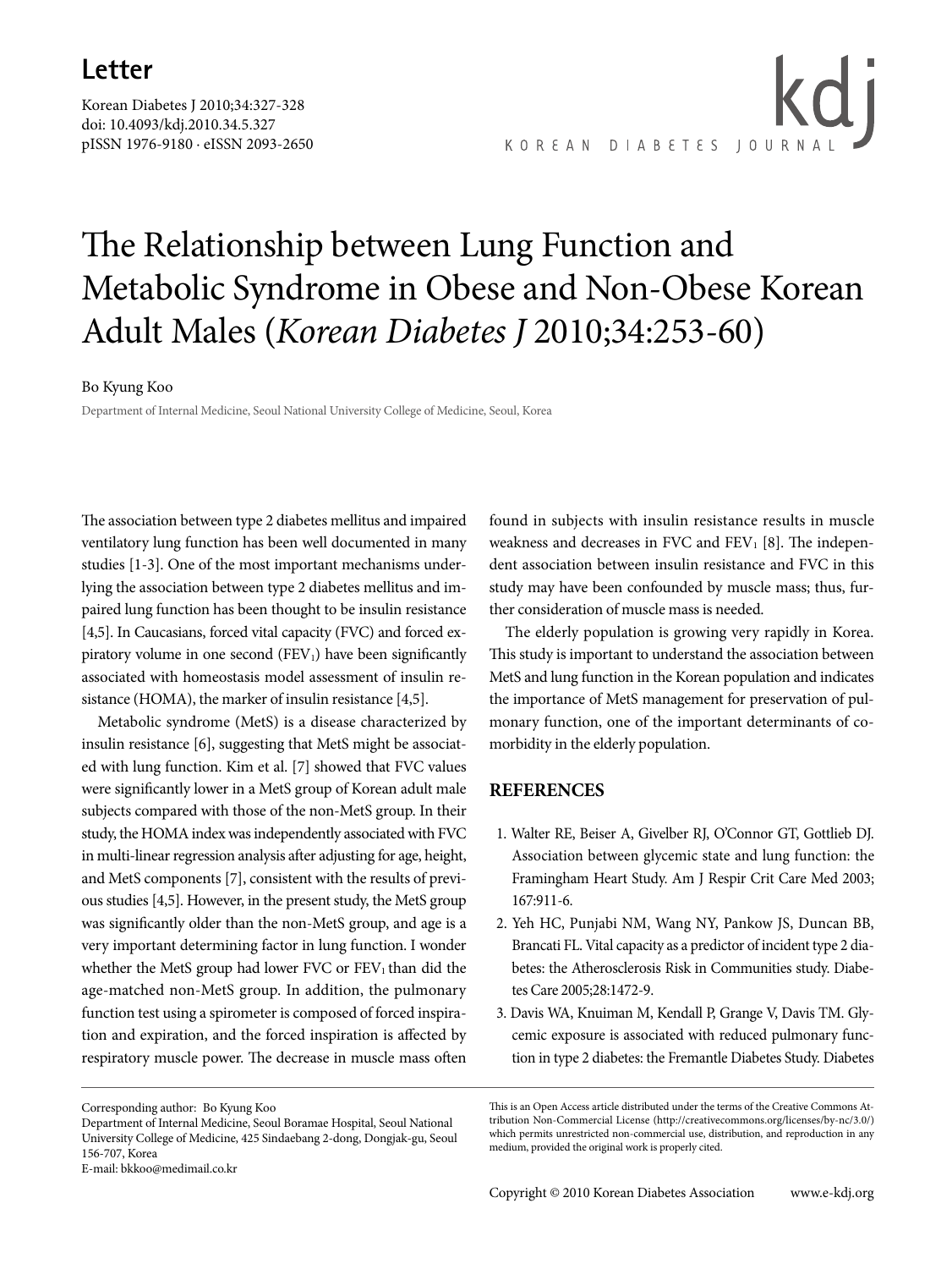Letter

doi: 10.4093/kdj.2010.34.5.327
pISSN 1976-9180 · eISSN 2093-2650

# The Relationship between Lung Function and Metabolic Syndrome in Obese and Non-Obese Korean Adult Males (*Korean Diabetes J* 2010;34:253-60)

Bo Kyung Koo

Department of Internal Medicine, Seoul National University College of Medicine, Seoul, Korea

The association between type 2 diabetes mellitus and impaired ventilatory lung function has been well documented in many studies [1-3]. One of the most important mechanisms underlying the association between type 2 diabetes mellitus and impaired lung function has been thought to be insulin resistance [4,5]. In Caucasians, forced vital capacity (FVC) and forced expiratory volume in one second ($FEV_1$) have been significantly associated with homeostasis model assessment of insulin resistance (HOMA), the marker of insulin resistance [4,5].

Metabolic syndrome (MetS) is a disease characterized by insulin resistance [6], suggesting that MetS might be associated with lung function. Kim et al. [7] showed that FVC values were significantly lower in a MetS group of Korean adult male subjects compared with those of the non-MetS group. In their study, the HOMA index was independently associated with FVC in multi-linear regression analysis after adjusting for age, height, and MetS components [7], consistent with the results of previous studies [4,5]. However, in the present study, the MetS group was significantly older than the non-MetS group, and age is a very important determining factor in lung function. I wonder whether the MetS group had lower FVC or $FEV_1$ than did the age-matched non-MetS group. In addition, the pulmonary function test using a spirometer is composed of forced inspiration and expiration, and the forced inspiration is affected by respiratory muscle power. The decrease in muscle mass often found in subjects with insulin resistance results in muscle weakness and decreases in FVC and $FEV_1$ [8]. The independent association between insulin resistance and FVC in this study may have been confounded by muscle mass; thus, further consideration of muscle mass is needed.

The elderly population is growing very rapidly in Korea. This study is important to understand the association between MetS and lung function in the Korean population and indicates the importance of MetS management for preservation of pulmonary function, one of the important determinants of comorbidity in the elderly population.

## REFERENCES

1. Walter RE, Beiser A, Givelber RJ, O'Connor GT, Gottlieb DJ. Association between glycemic state and lung function: the Framingham Heart Study. Am J Respir Crit Care Med 2003; 167:911-6.
2. Yeh HC, Punjabi NM, Wang NY, Pankow JS, Duncan BB, Brancati FL. Vital capacity as a predictor of incident type 2 diabetes: the Atherosclerosis Risk in Communities study. Diabetes Care 2005;28:1472-9.
3. Davis WA, Knuiman M, Kendall P, Grange V, Davis TM. Glycemic exposure is associated with reduced pulmonary function in type 2 diabetes: the Fremantle Diabetes Study. Diabetes

Corresponding author: Bo Kyung Koo
Department of Internal Medicine, Seoul Boramae Hospital, Seoul National University College of Medicine, 425 Sindaebang 2-dong, Dongjak-gu, Seoul 156-707, Korea
E-mail: bkkoo@medimail.co.kr

This is an Open Access article distributed under the terms of the Creative Commons Attribution Non-Commercial License (http://creativecommons.org/licenses/by-nc/3.0/) which permits unrestricted non-commercial use, distribution, and reproduction in any medium, provided the original work is properly cited.

Copyright © 2010 Korean Diabetes Association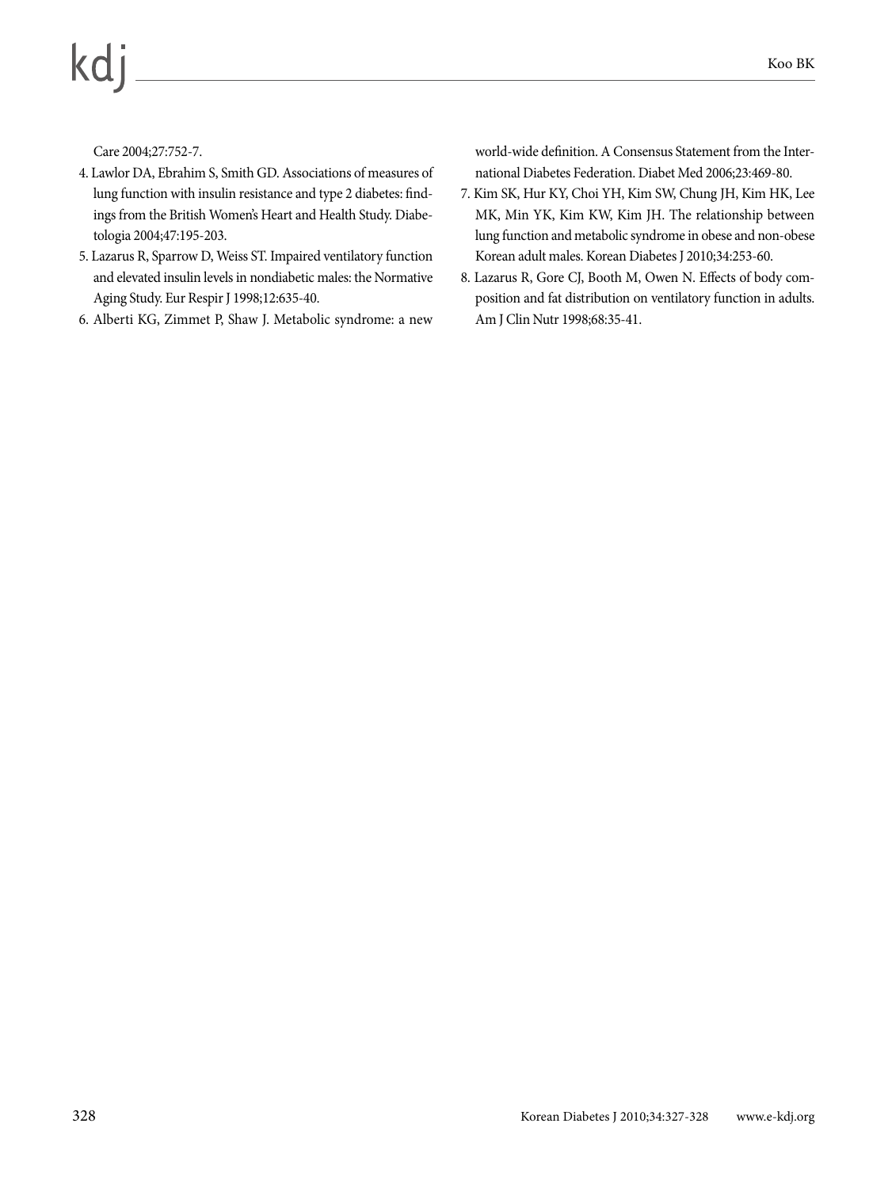Care 2004;27:752-7.

4. Lawlor DA, Ebrahim S, Smith GD. Associations of measures of lung function with insulin resistance and type 2 diabetes: findings from the British Women's Heart and Health Study. Diabetologia 2004;47:195-203.
5. Lazarus R, Sparrow D, Weiss ST. Impaired ventilatory function and elevated insulin levels in nondiabetic males: the Normative Aging Study. Eur Respir J 1998;12:635-40.
6. Alberti KG, Zimmet P, Shaw J. Metabolic syndrome: a new world-wide definition. A Consensus Statement from the International Diabetes Federation. Diabet Med 2006;23:469-80.
7. Kim SK, Hur KY, Choi YH, Kim SW, Chung JH, Kim HK, Lee MK, Min YK, Kim KW, Kim JH. The relationship between lung function and metabolic syndrome in obese and non-obese Korean adult males. Korean Diabetes J 2010;34:253-60.
8. Lazarus R, Gore CJ, Booth M, Owen N. Effects of body composition and fat distribution on ventilatory function in adults. Am J Clin Nutr 1998;68:35-41.